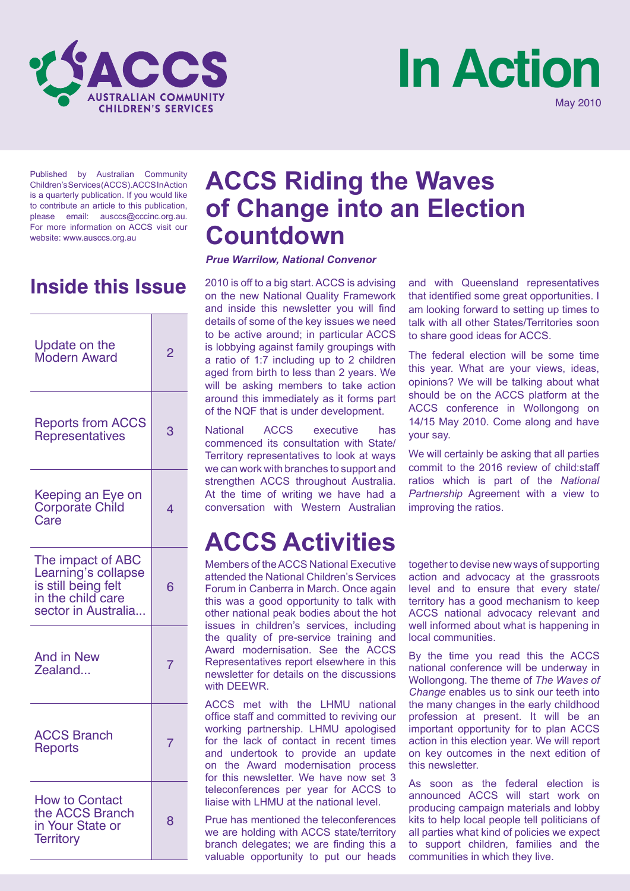ACCS AUSTRALIAN COMMUNITY CHILDREN'S SERVICES

# In Action

May 2010

Published by Australian Community Children's Services (ACCS). ACCS In Action is a quarterly publication. If you would like to contribute an article to this publication, please email: ausccs@cccinc.org.au. For more information on ACCS visit our website: www.ausccs.org.au

## Inside this Issue

| | |
|---|---|
| Update on the Modern Award | 2 |
| Reports from ACCS Representatives | 3 |
| Keeping an Eye on Corporate Child Care | 4 |
| The impact of ABC Learning's collapse is still being felt in the child care sector in Australia... | 6 |
| And in New Zealand... | 7 |
| ACCS Branch Reports | 7 |
| How to Contact the ACCS Branch in Your State or Territory | 8 |

# ACCS Riding the Waves of Change into an Election Countdown

***Prue Warrilow, National Convenor***

2010 is off to a big start. ACCS is advising on the new National Quality Framework and inside this newsletter you will find details of some of the key issues we need to be active around; in particular ACCS is lobbying against family groupings with a ratio of 1:7 including up to 2 children aged from birth to less than 2 years. We will be asking members to take action around this immediately as it forms part of the NQF that is under development.

National ACCS executive has commenced its consultation with State/Territory representatives to look at ways we can work with branches to support and strengthen ACCS throughout Australia. At the time of writing we have had a conversation with Western Australian and with Queensland representatives that identified some great opportunities. I am looking forward to setting up times to talk with all other States/Territories soon to share good ideas for ACCS.

The federal election will be some time this year. What are your views, ideas, opinions? We will be talking about what should be on the ACCS platform at the ACCS conference in Wollongong on 14/15 May 2010. Come along and have your say.

We will certainly be asking that all parties commit to the 2016 review of child:staff ratios which is part of the *National Partnership* Agreement with a view to improving the ratios.

# ACCS Activities

Members of the ACCS National Executive attended the National Children's Services Forum in Canberra in March. Once again this was a good opportunity to talk with other national peak bodies about the hot issues in children's services, including the quality of pre-service training and Award modernisation. See the ACCS Representatives report elsewhere in this newsletter for details on the discussions with DEEWR.

ACCS met with the LHMU national office staff and committed to reviving our working partnership. LHMU apologised for the lack of contact in recent times and undertook to provide an update on the Award modernisation process for this newsletter. We have now set 3 teleconferences per year for ACCS to liaise with LHMU at the national level.

Prue has mentioned the teleconferences we are holding with ACCS state/territory branch delegates; we are finding this a valuable opportunity to put our heads together to devise new ways of supporting action and advocacy at the grassroots level and to ensure that every state/territory has a good mechanism to keep ACCS national advocacy relevant and well informed about what is happening in local communities.

By the time you read this the ACCS national conference will be underway in Wollongong. The theme of *The Waves of Change* enables us to sink our teeth into the many changes in the early childhood profession at present. It will be an important opportunity for to plan ACCS action in this election year. We will report on key outcomes in the next edition of this newsletter.

As soon as the federal election is announced ACCS will start work on producing campaign materials and lobby kits to help local people tell politicians of all parties what kind of policies we expect to support children, families and the communities in which they live.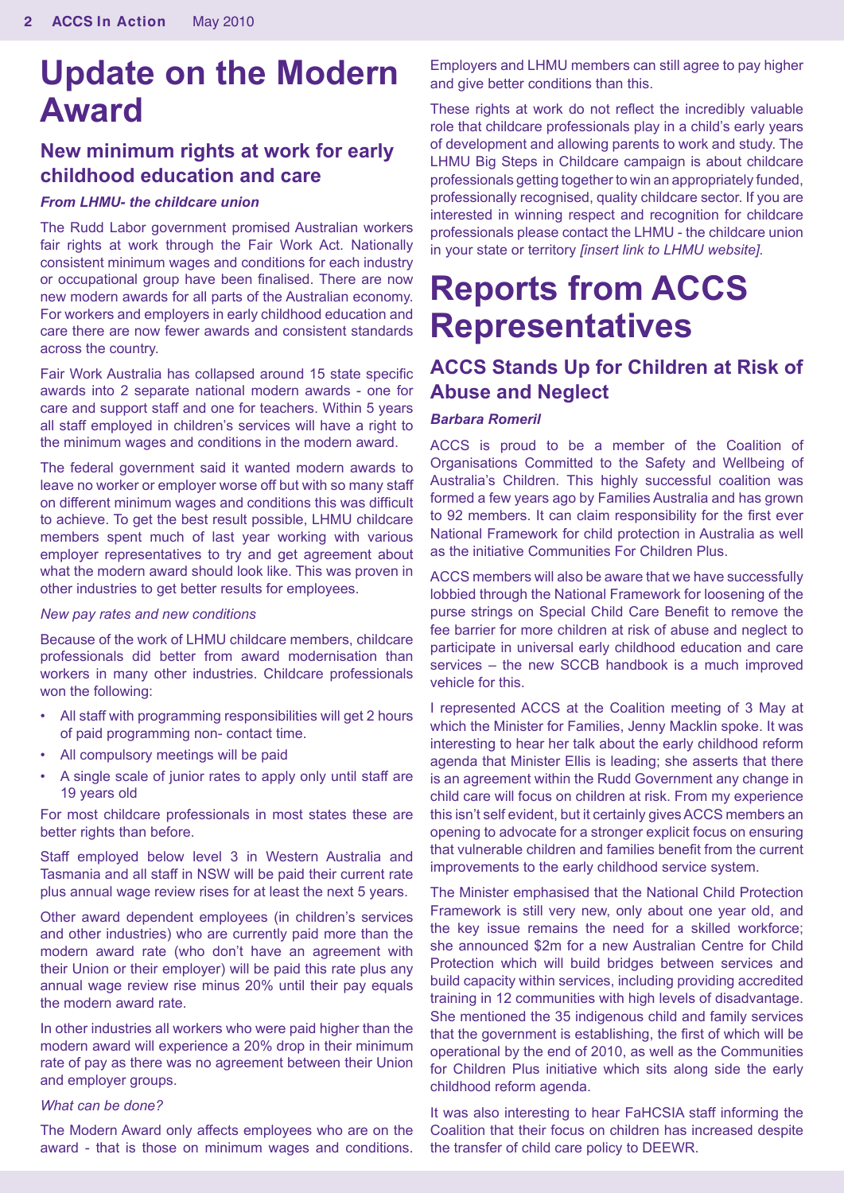# Update on the Modern Award

## New minimum rights at work for early childhood education and care

***From LHMU- the childcare union***

The Rudd Labor government promised Australian workers fair rights at work through the Fair Work Act. Nationally consistent minimum wages and conditions for each industry or occupational group have been finalised. There are now new modern awards for all parts of the Australian economy. For workers and employers in early childhood education and care there are now fewer awards and consistent standards across the country.

Fair Work Australia has collapsed around 15 state specific awards into 2 separate national modern awards - one for care and support staff and one for teachers. Within 5 years all staff employed in children's services will have a right to the minimum wages and conditions in the modern award.

The federal government said it wanted modern awards to leave no worker or employer worse off but with so many staff on different minimum wages and conditions this was difficult to achieve. To get the best result possible, LHMU childcare members spent much of last year working with various employer representatives to try and get agreement about what the modern award should look like. This was proven in other industries to get better results for employees.

*New pay rates and new conditions*

Because of the work of LHMU childcare members, childcare professionals did better from award modernisation than workers in many other industries. Childcare professionals won the following:

- All staff with programming responsibilities will get 2 hours of paid programming non- contact time.
- All compulsory meetings will be paid
- A single scale of junior rates to apply only until staff are 19 years old

For most childcare professionals in most states these are better rights than before.

Staff employed below level 3 in Western Australia and Tasmania and all staff in NSW will be paid their current rate plus annual wage review rises for at least the next 5 years.

Other award dependent employees (in children's services and other industries) who are currently paid more than the modern award rate (who don't have an agreement with their Union or their employer) will be paid this rate plus any annual wage review rise minus 20% until their pay equals the modern award rate.

In other industries all workers who were paid higher than the modern award will experience a 20% drop in their minimum rate of pay as there was no agreement between their Union and employer groups.

*What can be done?*

The Modern Award only affects employees who are on the award - that is those on minimum wages and conditions. Employers and LHMU members can still agree to pay higher and give better conditions than this.

These rights at work do not reflect the incredibly valuable role that childcare professionals play in a child's early years of development and allowing parents to work and study. The LHMU Big Steps in Childcare campaign is about childcare professionals getting together to win an appropriately funded, professionally recognised, quality childcare sector. If you are interested in winning respect and recognition for childcare professionals please contact the LHMU - the childcare union in your state or territory *[insert link to LHMU website]*.

# Reports from ACCS Representatives

## ACCS Stands Up for Children at Risk of Abuse and Neglect

***Barbara Romeril***

ACCS is proud to be a member of the Coalition of Organisations Committed to the Safety and Wellbeing of Australia's Children. This highly successful coalition was formed a few years ago by Families Australia and has grown to 92 members. It can claim responsibility for the first ever National Framework for child protection in Australia as well as the initiative Communities For Children Plus.

ACCS members will also be aware that we have successfully lobbied through the National Framework for loosening of the purse strings on Special Child Care Benefit to remove the fee barrier for more children at risk of abuse and neglect to participate in universal early childhood education and care services – the new SCCB handbook is a much improved vehicle for this.

I represented ACCS at the Coalition meeting of 3 May at which the Minister for Families, Jenny Macklin spoke. It was interesting to hear her talk about the early childhood reform agenda that Minister Ellis is leading; she asserts that there is an agreement within the Rudd Government any change in child care will focus on children at risk. From my experience this isn't self evident, but it certainly gives ACCS members an opening to advocate for a stronger explicit focus on ensuring that vulnerable children and families benefit from the current improvements to the early childhood service system.

The Minister emphasised that the National Child Protection Framework is still very new, only about one year old, and the key issue remains the need for a skilled workforce; she announced $2m for a new Australian Centre for Child Protection which will build bridges between services and build capacity within services, including providing accredited training in 12 communities with high levels of disadvantage. She mentioned the 35 indigenous child and family services that the government is establishing, the first of which will be operational by the end of 2010, as well as the Communities for Children Plus initiative which sits along side the early childhood reform agenda.

It was also interesting to hear FaHCSIA staff informing the Coalition that their focus on children has increased despite the transfer of child care policy to DEEWR.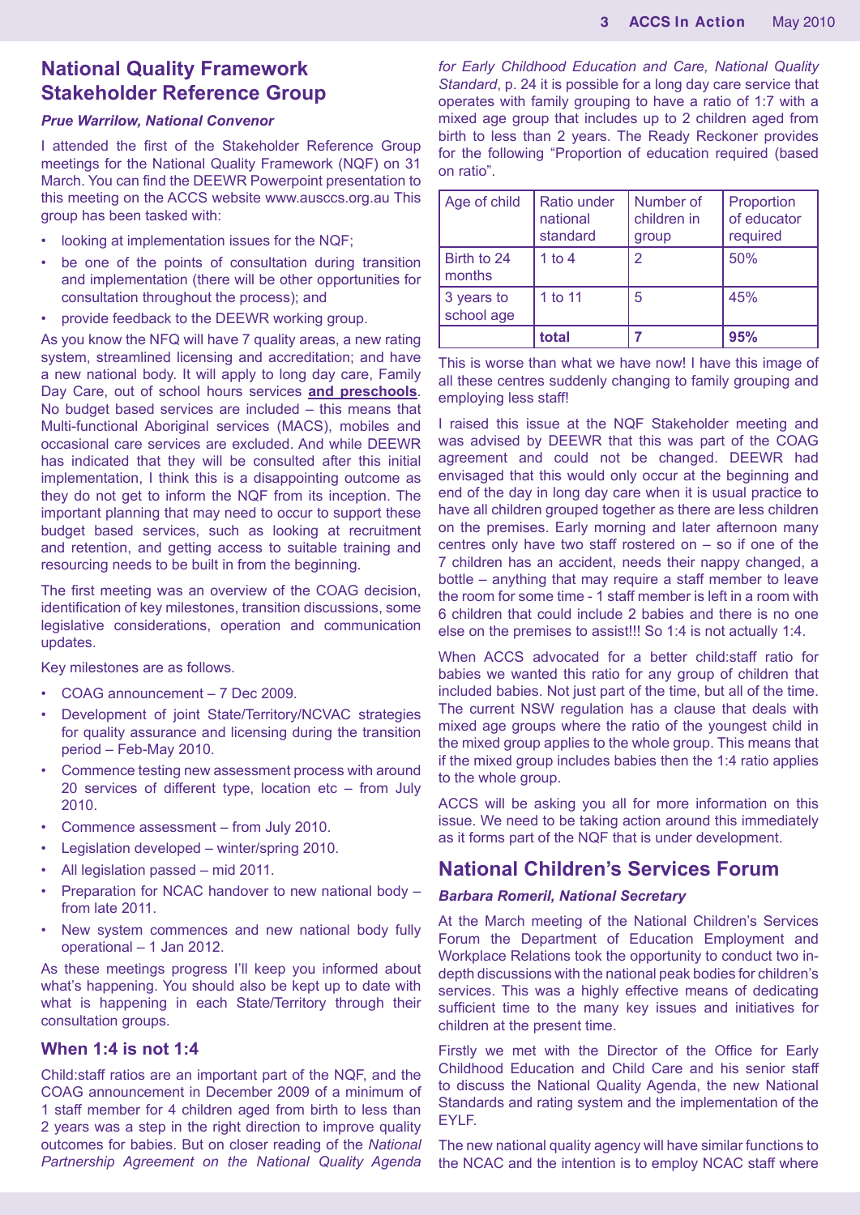## National Quality Framework Stakeholder Reference Group

***Prue Warrilow, National Convenor***

I attended the first of the Stakeholder Reference Group meetings for the National Quality Framework (NQF) on 31 March. You can find the DEEWR Powerpoint presentation to this meeting on the ACCS website www.ausccs.org.au This group has been tasked with:

- looking at implementation issues for the NQF;
- be one of the points of consultation during transition and implementation (there will be other opportunities for consultation throughout the process); and
- provide feedback to the DEEWR working group.

As you know the NFQ will have 7 quality areas, a new rating system, streamlined licensing and accreditation; and have a new national body. It will apply to long day care, Family Day Care, out of school hours services **and preschools**. No budget based services are included – this means that Multi-functional Aboriginal services (MACS), mobiles and occasional care services are excluded. And while DEEWR has indicated that they will be consulted after this initial implementation, I think this is a disappointing outcome as they do not get to inform the NQF from its inception. The important planning that may need to occur to support these budget based services, such as looking at recruitment and retention, and getting access to suitable training and resourcing needs to be built in from the beginning.

The first meeting was an overview of the COAG decision, identification of key milestones, transition discussions, some legislative considerations, operation and communication updates.

Key milestones are as follows.

- COAG announcement – 7 Dec 2009.
- Development of joint State/Territory/NCVAC strategies for quality assurance and licensing during the transition period – Feb-May 2010.
- Commence testing new assessment process with around 20 services of different type, location etc – from July 2010.
- Commence assessment – from July 2010.
- Legislation developed – winter/spring 2010.
- All legislation passed – mid 2011.
- Preparation for NCAC handover to new national body – from late 2011.
- New system commences and new national body fully operational – 1 Jan 2012.

As these meetings progress I'll keep you informed about what's happening. You should also be kept up to date with what is happening in each State/Territory through their consultation groups.

### When 1:4 is not 1:4

Child:staff ratios are an important part of the NQF, and the COAG announcement in December 2009 of a minimum of 1 staff member for 4 children aged from birth to less than 2 years was a step in the right direction to improve quality outcomes for babies. But on closer reading of the *National Partnership Agreement on the National Quality Agenda for Early Childhood Education and Care, National Quality Standard*, p. 24 it is possible for a long day care service that operates with family grouping to have a ratio of 1:7 with a mixed age group that includes up to 2 children aged from birth to less than 2 years. The Ready Reckoner provides for the following "Proportion of education required (based on ratio".

| Age of child | Ratio under national standard | Number of children in group | Proportion of educator required |
|---|---|---|---|
| Birth to 24 months | 1 to 4 | 2 | 50% |
| 3 years to school age | 1 to 11 | 5 | 45% |
| | **total** | **7** | **95%** |

This is worse than what we have now! I have this image of all these centres suddenly changing to family grouping and employing less staff!

I raised this issue at the NQF Stakeholder meeting and was advised by DEEWR that this was part of the COAG agreement and could not be changed. DEEWR had envisaged that this would only occur at the beginning and end of the day in long day care when it is usual practice to have all children grouped together as there are less children on the premises. Early morning and later afternoon many centres only have two staff rostered on – so if one of the 7 children has an accident, needs their nappy changed, a bottle – anything that may require a staff member to leave the room for some time - 1 staff member is left in a room with 6 children that could include 2 babies and there is no one else on the premises to assist!!! So 1:4 is not actually 1:4.

When ACCS advocated for a better child:staff ratio for babies we wanted this ratio for any group of children that included babies. Not just part of the time, but all of the time. The current NSW regulation has a clause that deals with mixed age groups where the ratio of the youngest child in the mixed group applies to the whole group. This means that if the mixed group includes babies then the 1:4 ratio applies to the whole group.

ACCS will be asking you all for more information on this issue. We need to be taking action around this immediately as it forms part of the NQF that is under development.

## National Children's Services Forum

***Barbara Romeril, National Secretary***

At the March meeting of the National Children's Services Forum the Department of Education Employment and Workplace Relations took the opportunity to conduct two in-depth discussions with the national peak bodies for children's services. This was a highly effective means of dedicating sufficient time to the many key issues and initiatives for children at the present time.

Firstly we met with the Director of the Office for Early Childhood Education and Child Care and his senior staff to discuss the National Quality Agenda, the new National Standards and rating system and the implementation of the EYLF.

The new national quality agency will have similar functions to the NCAC and the intention is to employ NCAC staff where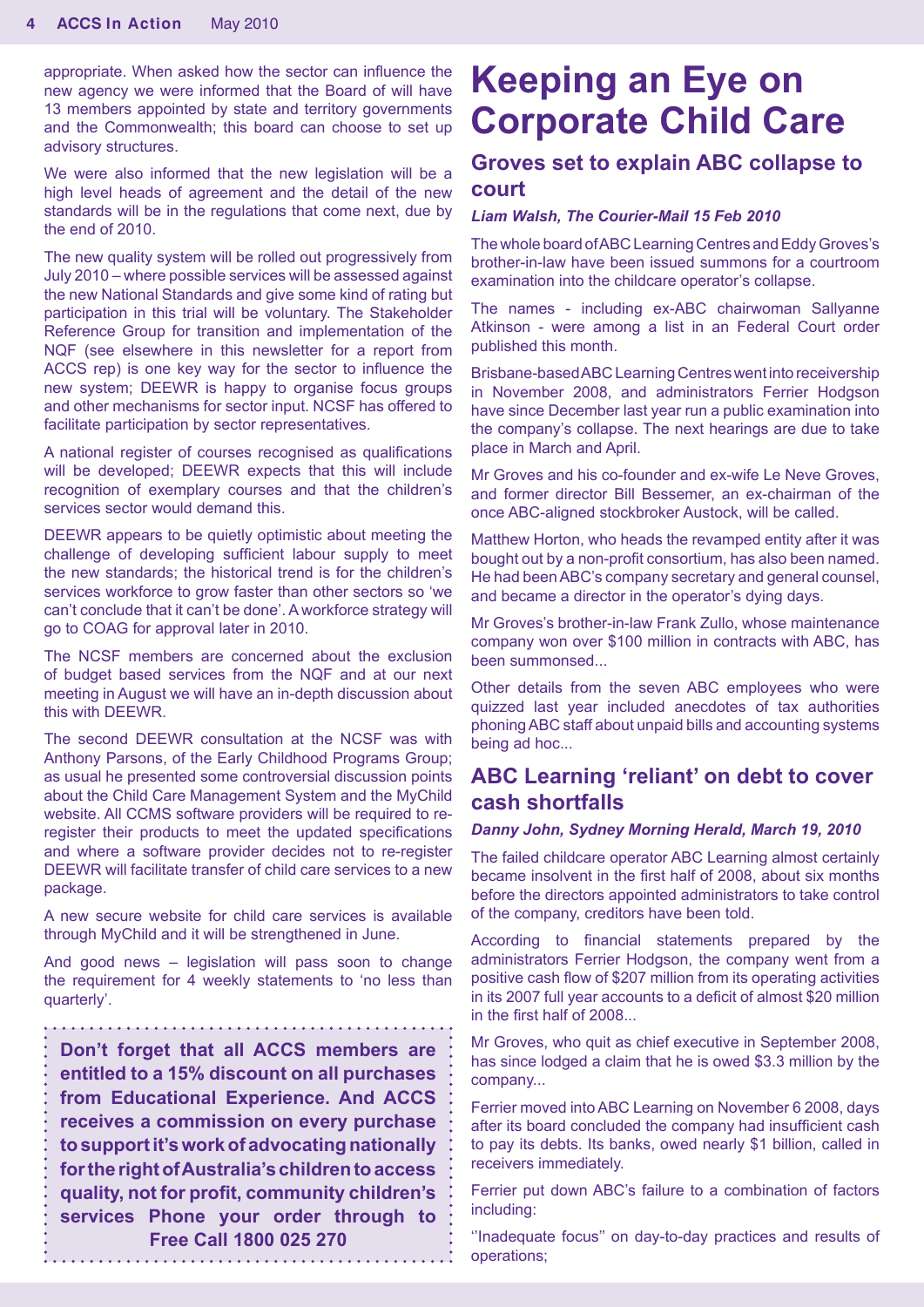appropriate. When asked how the sector can influence the new agency we were informed that the Board of will have 13 members appointed by state and territory governments and the Commonwealth; this board can choose to set up advisory structures.

We were also informed that the new legislation will be a high level heads of agreement and the detail of the new standards will be in the regulations that come next, due by the end of 2010.

The new quality system will be rolled out progressively from July 2010 – where possible services will be assessed against the new National Standards and give some kind of rating but participation in this trial will be voluntary. The Stakeholder Reference Group for transition and implementation of the NQF (see elsewhere in this newsletter for a report from ACCS rep) is one key way for the sector to influence the new system; DEEWR is happy to organise focus groups and other mechanisms for sector input. NCSF has offered to facilitate participation by sector representatives.

A national register of courses recognised as qualifications will be developed; DEEWR expects that this will include recognition of exemplary courses and that the children's services sector would demand this.

DEEWR appears to be quietly optimistic about meeting the challenge of developing sufficient labour supply to meet the new standards; the historical trend is for the children's services workforce to grow faster than other sectors so 'we can't conclude that it can't be done'. A workforce strategy will go to COAG for approval later in 2010.

The NCSF members are concerned about the exclusion of budget based services from the NQF and at our next meeting in August we will have an in-depth discussion about this with DEEWR.

The second DEEWR consultation at the NCSF was with Anthony Parsons, of the Early Childhood Programs Group; as usual he presented some controversial discussion points about the Child Care Management System and the MyChild website. All CCMS software providers will be required to re-register their products to meet the updated specifications and where a software provider decides not to re-register DEEWR will facilitate transfer of child care services to a new package.

A new secure website for child care services is available through MyChild and it will be strengthened in June.

And good news – legislation will pass soon to change the requirement for 4 weekly statements to 'no less than quarterly'.

**Don't forget that all ACCS members are entitled to a 15% discount on all purchases from Educational Experience. And ACCS receives a commission on every purchase to support it's work of advocating nationally for the right of Australia's children to access quality, not for profit, community children's services Phone your order through to Free Call 1800 025 270**

# Keeping an Eye on Corporate Child Care

## Groves set to explain ABC collapse to court

***Liam Walsh, The Courier-Mail 15 Feb 2010***

The whole board of ABC Learning Centres and Eddy Groves's brother-in-law have been issued summons for a courtroom examination into the childcare operator's collapse.

The names - including ex-ABC chairwoman Sallyanne Atkinson - were among a list in an Federal Court order published this month.

Brisbane-based ABC Learning Centres went into receivership in November 2008, and administrators Ferrier Hodgson have since December last year run a public examination into the company's collapse. The next hearings are due to take place in March and April.

Mr Groves and his co-founder and ex-wife Le Neve Groves, and former director Bill Bessemer, an ex-chairman of the once ABC-aligned stockbroker Austock, will be called.

Matthew Horton, who heads the revamped entity after it was bought out by a non-profit consortium, has also been named. He had been ABC's company secretary and general counsel, and became a director in the operator's dying days.

Mr Groves's brother-in-law Frank Zullo, whose maintenance company won over $100 million in contracts with ABC, has been summonsed...

Other details from the seven ABC employees who were quizzed last year included anecdotes of tax authorities phoning ABC staff about unpaid bills and accounting systems being ad hoc...

## ABC Learning 'reliant' on debt to cover cash shortfalls

***Danny John, Sydney Morning Herald, March 19, 2010***

The failed childcare operator ABC Learning almost certainly became insolvent in the first half of 2008, about six months before the directors appointed administrators to take control of the company, creditors have been told.

According to financial statements prepared by the administrators Ferrier Hodgson, the company went from a positive cash flow of $207 million from its operating activities in its 2007 full year accounts to a deficit of almost $20 million in the first half of 2008...

Mr Groves, who quit as chief executive in September 2008, has since lodged a claim that he is owed $3.3 million by the company...

Ferrier moved into ABC Learning on November 6 2008, days after its board concluded the company had insufficient cash to pay its debts. Its banks, owed nearly $1 billion, called in receivers immediately.

Ferrier put down ABC's failure to a combination of factors including:

''Inadequate focus'' on day-to-day practices and results of operations;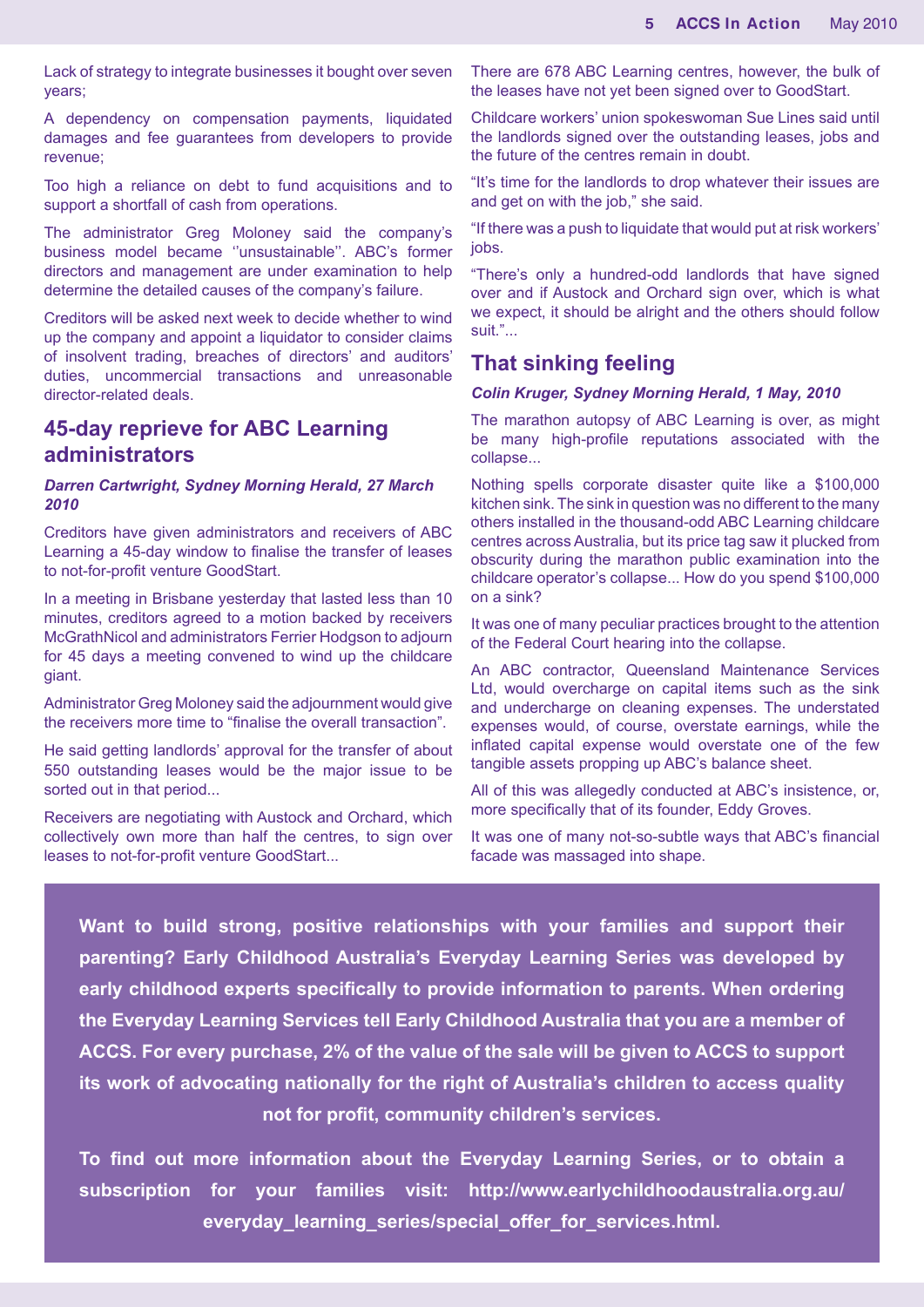Lack of strategy to integrate businesses it bought over seven years;

A dependency on compensation payments, liquidated damages and fee guarantees from developers to provide revenue;

Too high a reliance on debt to fund acquisitions and to support a shortfall of cash from operations.

The administrator Greg Moloney said the company's business model became ''unsustainable''. ABC's former directors and management are under examination to help determine the detailed causes of the company's failure.

Creditors will be asked next week to decide whether to wind up the company and appoint a liquidator to consider claims of insolvent trading, breaches of directors' and auditors' duties, uncommercial transactions and unreasonable director-related deals.

## 45-day reprieve for ABC Learning administrators

***Darren Cartwright, Sydney Morning Herald, 27 March 2010***

Creditors have given administrators and receivers of ABC Learning a 45-day window to finalise the transfer of leases to not-for-profit venture GoodStart.

In a meeting in Brisbane yesterday that lasted less than 10 minutes, creditors agreed to a motion backed by receivers McGrathNicol and administrators Ferrier Hodgson to adjourn for 45 days a meeting convened to wind up the childcare giant.

Administrator Greg Moloney said the adjournment would give the receivers more time to "finalise the overall transaction".

He said getting landlords' approval for the transfer of about 550 outstanding leases would be the major issue to be sorted out in that period...

Receivers are negotiating with Austock and Orchard, which collectively own more than half the centres, to sign over leases to not-for-profit venture GoodStart...

There are 678 ABC Learning centres, however, the bulk of the leases have not yet been signed over to GoodStart.

Childcare workers' union spokeswoman Sue Lines said until the landlords signed over the outstanding leases, jobs and the future of the centres remain in doubt.

"It's time for the landlords to drop whatever their issues are and get on with the job," she said.

"If there was a push to liquidate that would put at risk workers' jobs.

"There's only a hundred-odd landlords that have signed over and if Austock and Orchard sign over, which is what we expect, it should be alright and the others should follow suit."...

## That sinking feeling

***Colin Kruger, Sydney Morning Herald, 1 May, 2010***

The marathon autopsy of ABC Learning is over, as might be many high-profile reputations associated with the collapse...

Nothing spells corporate disaster quite like a $100,000 kitchen sink. The sink in question was no different to the many others installed in the thousand-odd ABC Learning childcare centres across Australia, but its price tag saw it plucked from obscurity during the marathon public examination into the childcare operator's collapse... How do you spend $100,000 on a sink?

It was one of many peculiar practices brought to the attention of the Federal Court hearing into the collapse.

An ABC contractor, Queensland Maintenance Services Ltd, would overcharge on capital items such as the sink and undercharge on cleaning expenses. The understated expenses would, of course, overstate earnings, while the inflated capital expense would overstate one of the few tangible assets propping up ABC's balance sheet.

All of this was allegedly conducted at ABC's insistence, or, more specifically that of its founder, Eddy Groves.

It was one of many not-so-subtle ways that ABC's financial facade was massaged into shape.

**Want to build strong, positive relationships with your families and support their parenting? Early Childhood Australia's Everyday Learning Series was developed by early childhood experts specifically to provide information to parents. When ordering the Everyday Learning Services tell Early Childhood Australia that you are a member of ACCS. For every purchase, 2% of the value of the sale will be given to ACCS to support its work of advocating nationally for the right of Australia's children to access quality not for profit, community children's services.**

**To find out more information about the Everyday Learning Series, or to obtain a subscription for your families visit: http://www.earlychildhoodaustralia.org.au/everyday_learning_series/special_offer_for_services.html.**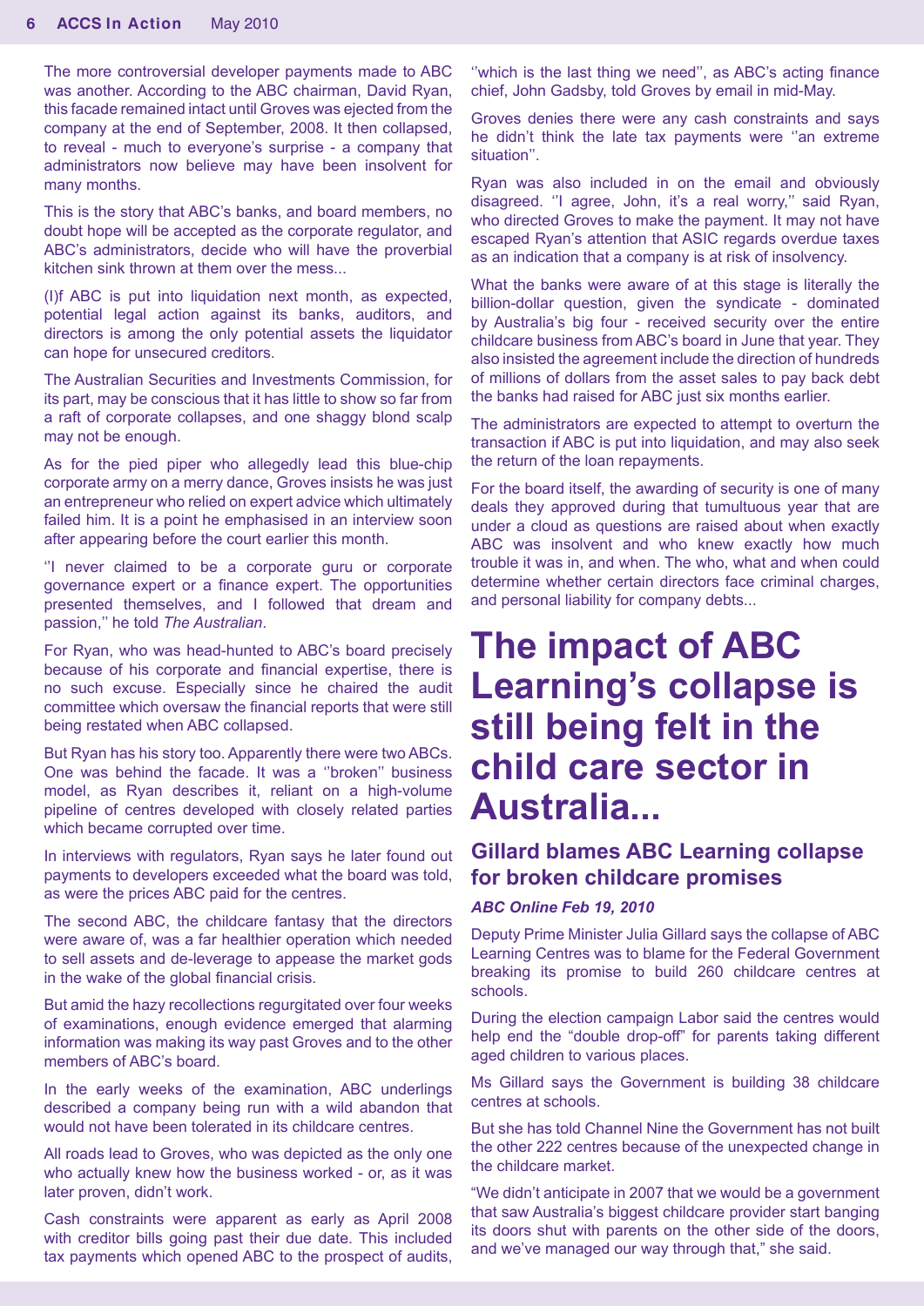The more controversial developer payments made to ABC was another. According to the ABC chairman, David Ryan, this facade remained intact until Groves was ejected from the company at the end of September, 2008. It then collapsed, to reveal - much to everyone's surprise - a company that administrators now believe may have been insolvent for many months.

This is the story that ABC's banks, and board members, no doubt hope will be accepted as the corporate regulator, and ABC's administrators, decide who will have the proverbial kitchen sink thrown at them over the mess...

(I)f ABC is put into liquidation next month, as expected, potential legal action against its banks, auditors, and directors is among the only potential assets the liquidator can hope for unsecured creditors.

The Australian Securities and Investments Commission, for its part, may be conscious that it has little to show so far from a raft of corporate collapses, and one shaggy blond scalp may not be enough.

As for the pied piper who allegedly lead this blue-chip corporate army on a merry dance, Groves insists he was just an entrepreneur who relied on expert advice which ultimately failed him. It is a point he emphasised in an interview soon after appearing before the court earlier this month.

''I never claimed to be a corporate guru or corporate governance expert or a finance expert. The opportunities presented themselves, and I followed that dream and passion,'' he told *The Australian*.

For Ryan, who was head-hunted to ABC's board precisely because of his corporate and financial expertise, there is no such excuse. Especially since he chaired the audit committee which oversaw the financial reports that were still being restated when ABC collapsed.

But Ryan has his story too. Apparently there were two ABCs. One was behind the facade. It was a ''broken'' business model, as Ryan describes it, reliant on a high-volume pipeline of centres developed with closely related parties which became corrupted over time.

In interviews with regulators, Ryan says he later found out payments to developers exceeded what the board was told, as were the prices ABC paid for the centres.

The second ABC, the childcare fantasy that the directors were aware of, was a far healthier operation which needed to sell assets and de-leverage to appease the market gods in the wake of the global financial crisis.

But amid the hazy recollections regurgitated over four weeks of examinations, enough evidence emerged that alarming information was making its way past Groves and to the other members of ABC's board.

In the early weeks of the examination, ABC underlings described a company being run with a wild abandon that would not have been tolerated in its childcare centres.

All roads lead to Groves, who was depicted as the only one who actually knew how the business worked - or, as it was later proven, didn't work.

Cash constraints were apparent as early as April 2008 with creditor bills going past their due date. This included tax payments which opened ABC to the prospect of audits, ''which is the last thing we need'', as ABC's acting finance chief, John Gadsby, told Groves by email in mid-May.

Groves denies there were any cash constraints and says he didn't think the late tax payments were ''an extreme situation''.

Ryan was also included in on the email and obviously disagreed. ''I agree, John, it's a real worry,'' said Ryan, who directed Groves to make the payment. It may not have escaped Ryan's attention that ASIC regards overdue taxes as an indication that a company is at risk of insolvency.

What the banks were aware of at this stage is literally the billion-dollar question, given the syndicate - dominated by Australia's big four - received security over the entire childcare business from ABC's board in June that year. They also insisted the agreement include the direction of hundreds of millions of dollars from the asset sales to pay back debt the banks had raised for ABC just six months earlier.

The administrators are expected to attempt to overturn the transaction if ABC is put into liquidation, and may also seek the return of the loan repayments.

For the board itself, the awarding of security is one of many deals they approved during that tumultuous year that are under a cloud as questions are raised about when exactly ABC was insolvent and who knew exactly how much trouble it was in, and when. The who, what and when could determine whether certain directors face criminal charges, and personal liability for company debts...

# The impact of ABC Learning's collapse is still being felt in the child care sector in Australia...

## Gillard blames ABC Learning collapse for broken childcare promises

***ABC Online Feb 19, 2010***

Deputy Prime Minister Julia Gillard says the collapse of ABC Learning Centres was to blame for the Federal Government breaking its promise to build 260 childcare centres at schools.

During the election campaign Labor said the centres would help end the "double drop-off" for parents taking different aged children to various places.

Ms Gillard says the Government is building 38 childcare centres at schools.

But she has told Channel Nine the Government has not built the other 222 centres because of the unexpected change in the childcare market.

"We didn't anticipate in 2007 that we would be a government that saw Australia's biggest childcare provider start banging its doors shut with parents on the other side of the doors, and we've managed our way through that," she said.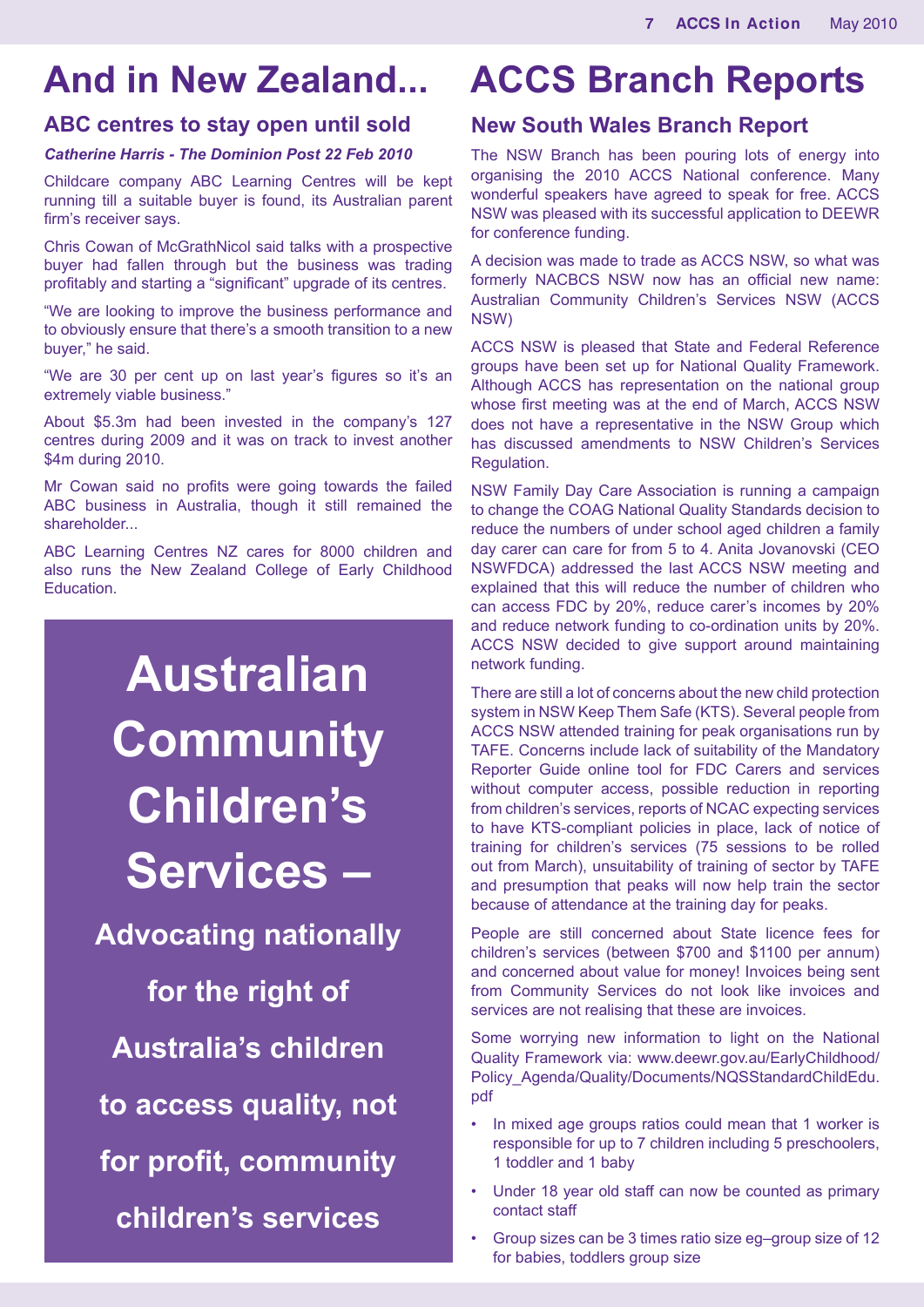# And in New Zealand...

## ABC centres to stay open until sold

***Catherine Harris - The Dominion Post 22 Feb 2010***

Childcare company ABC Learning Centres will be kept running till a suitable buyer is found, its Australian parent firm's receiver says.

Chris Cowan of McGrathNicol said talks with a prospective buyer had fallen through but the business was trading profitably and starting a "significant" upgrade of its centres.

"We are looking to improve the business performance and to obviously ensure that there's a smooth transition to a new buyer," he said.

"We are 30 per cent up on last year's figures so it's an extremely viable business."

About $5.3m had been invested in the company's 127 centres during 2009 and it was on track to invest another $4m during 2010.

Mr Cowan said no profits were going towards the failed ABC business in Australia, though it still remained the shareholder...

ABC Learning Centres NZ cares for 8000 children and also runs the New Zealand College of Early Childhood Education.

**Australian Community Children's Services –**

**Advocating nationally for the right of Australia's children to access quality, not for profit, community children's services**

# ACCS Branch Reports

## New South Wales Branch Report

The NSW Branch has been pouring lots of energy into organising the 2010 ACCS National conference. Many wonderful speakers have agreed to speak for free. ACCS NSW was pleased with its successful application to DEEWR for conference funding.

A decision was made to trade as ACCS NSW, so what was formerly NACBCS NSW now has an official new name: Australian Community Children's Services NSW (ACCS NSW)

ACCS NSW is pleased that State and Federal Reference groups have been set up for National Quality Framework. Although ACCS has representation on the national group whose first meeting was at the end of March, ACCS NSW does not have a representative in the NSW Group which has discussed amendments to NSW Children's Services Regulation.

NSW Family Day Care Association is running a campaign to change the COAG National Quality Standards decision to reduce the numbers of under school aged children a family day carer can care for from 5 to 4. Anita Jovanovski (CEO NSWFDCA) addressed the last ACCS NSW meeting and explained that this will reduce the number of children who can access FDC by 20%, reduce carer's incomes by 20% and reduce network funding to co-ordination units by 20%. ACCS NSW decided to give support around maintaining network funding.

There are still a lot of concerns about the new child protection system in NSW Keep Them Safe (KTS). Several people from ACCS NSW attended training for peak organisations run by TAFE. Concerns include lack of suitability of the Mandatory Reporter Guide online tool for FDC Carers and services without computer access, possible reduction in reporting from children's services, reports of NCAC expecting services to have KTS-compliant policies in place, lack of notice of training for children's services (75 sessions to be rolled out from March), unsuitability of training of sector by TAFE and presumption that peaks will now help train the sector because of attendance at the training day for peaks.

People are still concerned about State licence fees for children's services (between $700 and $1100 per annum) and concerned about value for money! Invoices being sent from Community Services do not look like invoices and services are not realising that these are invoices.

Some worrying new information to light on the National Quality Framework via: www.deewr.gov.au/EarlyChildhood/Policy_Agenda/Quality/Documents/NQSStandardChildEdu.pdf

- In mixed age groups ratios could mean that 1 worker is responsible for up to 7 children including 5 preschoolers, 1 toddler and 1 baby
- Under 18 year old staff can now be counted as primary contact staff
- Group sizes can be 3 times ratio size eg–group size of 12 for babies, toddlers group size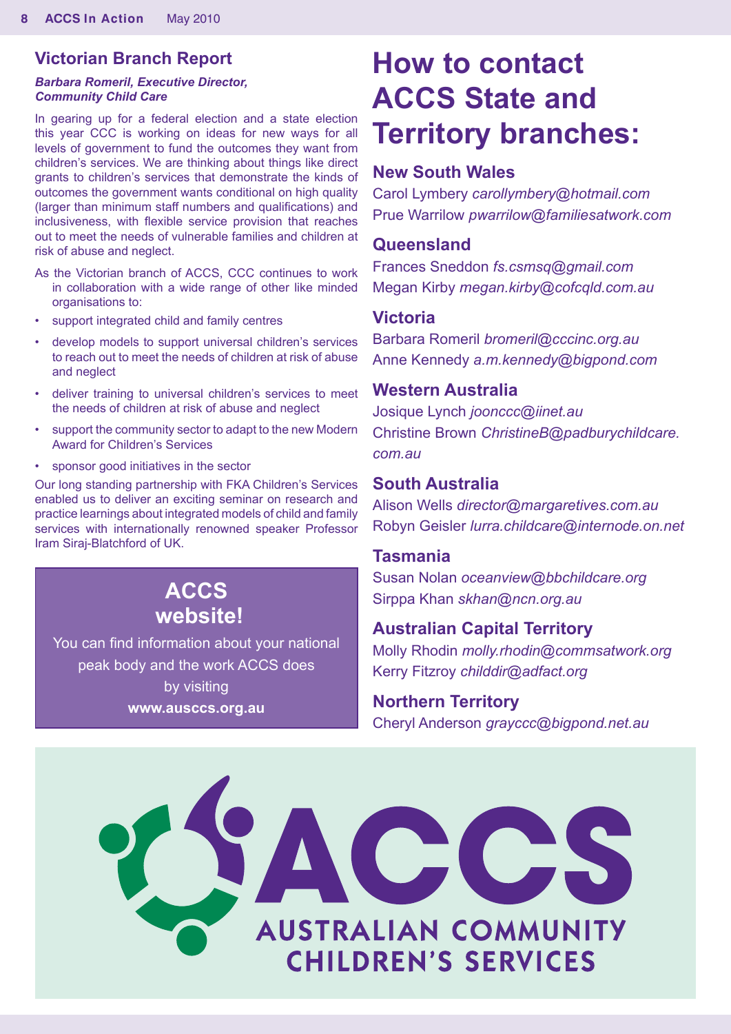## Victorian Branch Report

***Barbara Romeril, Executive Director, Community Child Care***

In gearing up for a federal election and a state election this year CCC is working on ideas for new ways for all levels of government to fund the outcomes they want from children's services. We are thinking about things like direct grants to children's services that demonstrate the kinds of outcomes the government wants conditional on high quality (larger than minimum staff numbers and qualifications) and inclusiveness, with flexible service provision that reaches out to meet the needs of vulnerable families and children at risk of abuse and neglect.

As the Victorian branch of ACCS, CCC continues to work in collaboration with a wide range of other like minded organisations to:

- support integrated child and family centres
- develop models to support universal children's services to reach out to meet the needs of children at risk of abuse and neglect
- deliver training to universal children's services to meet the needs of children at risk of abuse and neglect
- support the community sector to adapt to the new Modern Award for Children's Services
- sponsor good initiatives in the sector

Our long standing partnership with FKA Children's Services enabled us to deliver an exciting seminar on research and practice learnings about integrated models of child and family services with internationally renowned speaker Professor Iram Siraj-Blatchford of UK.

### ACCS website!

You can find information about your national peak body and the work ACCS does by visiting

**www.ausccs.org.au**

# How to contact ACCS State and Territory branches:

### New South Wales

Carol Lymbery *carollymbery@hotmail.com*
Prue Warrilow *pwarrilow@familiesatwork.com*

### Queensland

Frances Sneddon *fs.csmsq@gmail.com*
Megan Kirby *megan.kirby@cofcqld.com.au*

### Victoria

Barbara Romeril *bromeril@cccinc.org.au*
Anne Kennedy *a.m.kennedy@bigpond.com*

### Western Australia

Josique Lynch *jooncc@iinet.au*
Christine Brown *ChristineB@padburychildcare.com.au*

### South Australia

Alison Wells *director@margaretives.com.au*
Robyn Geisler *lurra.childcare@internode.on.net*

### Tasmania

Susan Nolan *oceanview@bbchildcare.org*
Sirppa Khan *skhan@ncn.org.au*

### Australian Capital Territory

Molly Rhodin *molly.rhodin@commsatwork.org*
Kerry Fitzroy *childdir@adfact.org*

### Northern Territory

Cheryl Anderson *graycc@bigpond.net.au*

ACCS
AUSTRALIAN COMMUNITY CHILDREN'S SERVICES